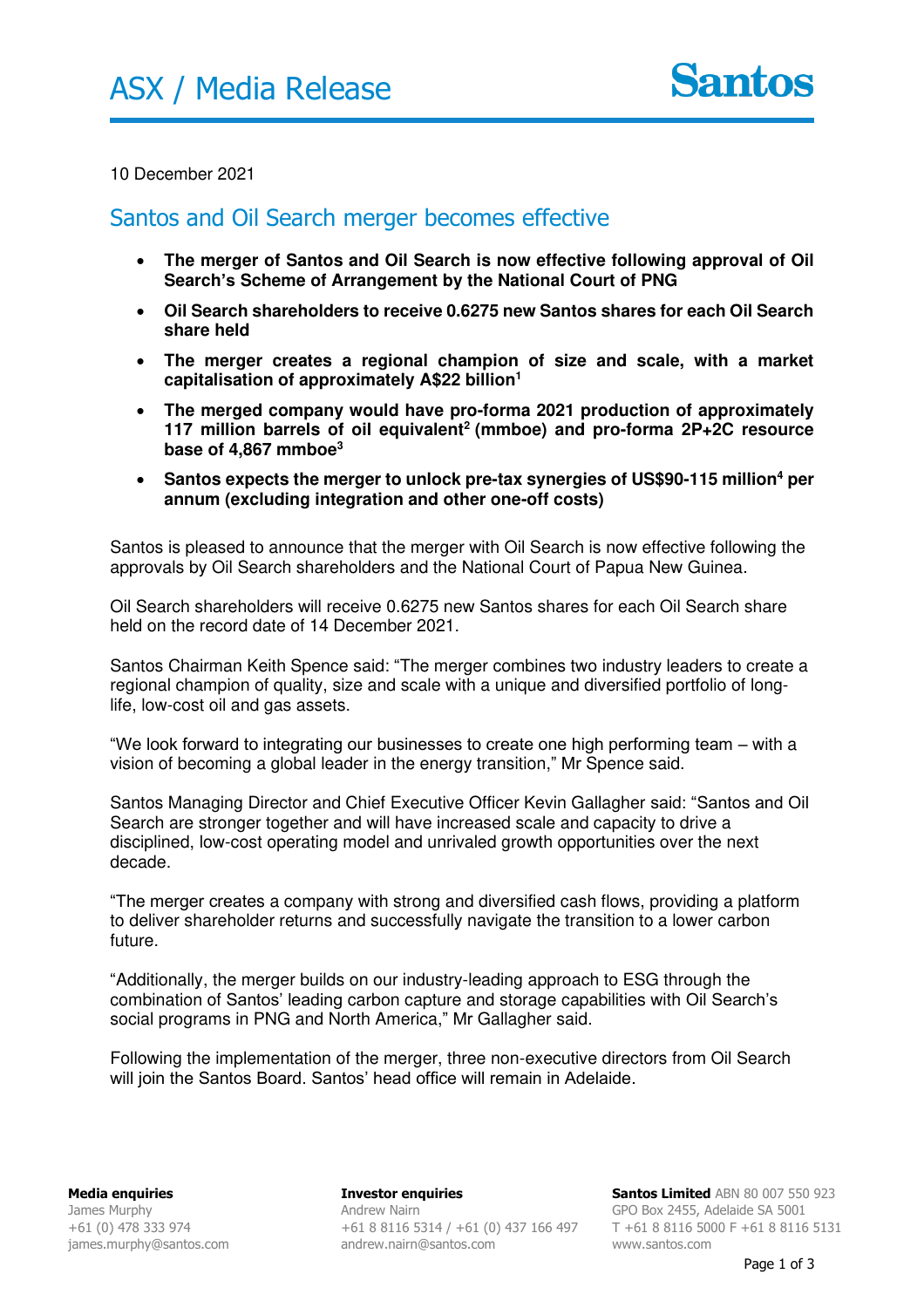# ASX / Media Release

10 December 2021

## Santos and Oil Search merger becomes effective

- **The merger of Santos and Oil Search is now effective following approval of Oil Search's Scheme of Arrangement by the National Court of PNG**
- **Oil Search shareholders to receive 0.6275 new Santos shares for each Oil Search share held**
- **The merger creates a regional champion of size and scale, with a market capitalisation of approximately A$22 billion[1]**
- **The merged company would have pro-forma 2021 production of approximately 117 million barrels of oil equivalent[2] (mmboe) and pro-forma 2P+2C resource base of 4,867 mmboe[3]**
- **Santos expects the merger to unlock pre-tax synergies of US$90-115 million[4] per annum (excluding integration and other one-off costs)**

Santos is pleased to announce that the merger with Oil Search is now effective following the approvals by Oil Search shareholders and the National Court of Papua New Guinea.

Oil Search shareholders will receive 0.6275 new Santos shares for each Oil Search share held on the record date of 14 December 2021.

Santos Chairman Keith Spence said: "The merger combines two industry leaders to create a regional champion of quality, size and scale with a unique and diversified portfolio of long-life, low-cost oil and gas assets.

"We look forward to integrating our businesses to create one high performing team – with a vision of becoming a global leader in the energy transition," Mr Spence said.

Santos Managing Director and Chief Executive Officer Kevin Gallagher said: "Santos and Oil Search are stronger together and will have increased scale and capacity to drive a disciplined, low-cost operating model and unrivaled growth opportunities over the next decade.

"The merger creates a company with strong and diversified cash flows, providing a platform to deliver shareholder returns and successfully navigate the transition to a lower carbon future.

"Additionally, the merger builds on our industry-leading approach to ESG through the combination of Santos' leading carbon capture and storage capabilities with Oil Search's social programs in PNG and North America," Mr Gallagher said.

Following the implementation of the merger, three non-executive directors from Oil Search will join the Santos Board. Santos' head office will remain in Adelaide.

**Media enquiries**
James Murphy
+61 (0) 478 333 974
james.murphy@santos.com

**Investor enquiries**
Andrew Nairn
+61 8 8116 5314 / +61 (0) 437 166 497
andrew.nairn@santos.com

**Santos Limited** ABN 80 007 550 923
GPO Box 2455, Adelaide SA 5001
T +61 8 8116 5000 F +61 8 8116 5131
www.santos.com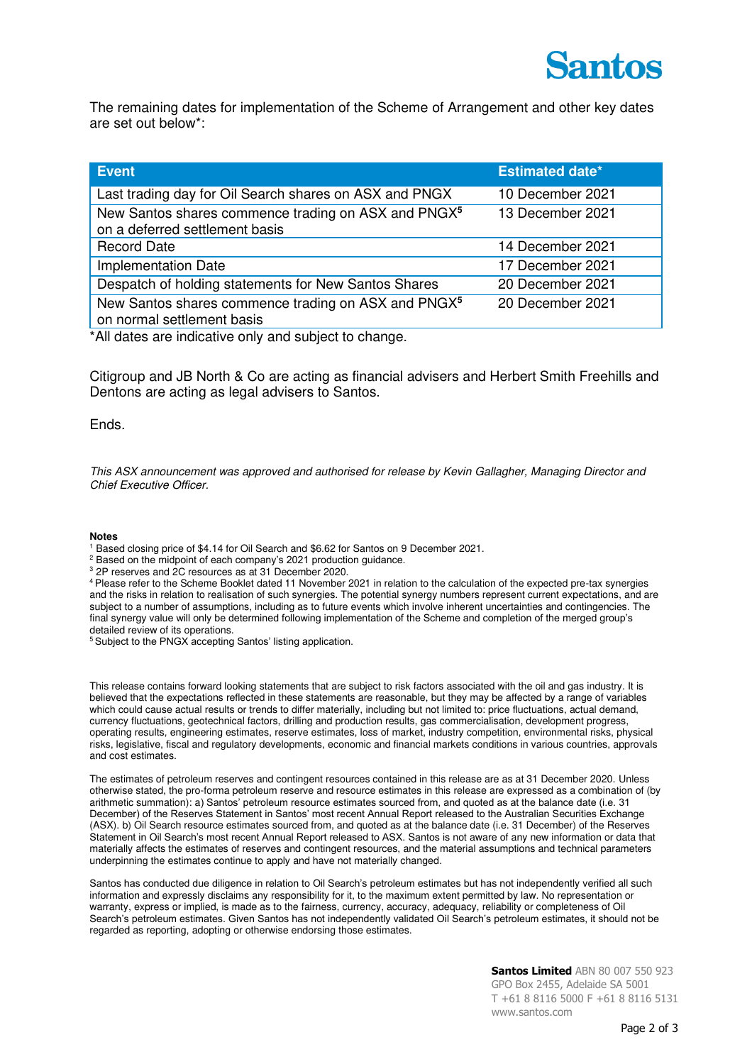The remaining dates for implementation of the Scheme of Arrangement and other key dates are set out below*:

| Event | Estimated date* |
|---|---|
| Last trading day for Oil Search shares on ASX and PNGX | 10 December 2021 |
| New Santos shares commence trading on ASX and PNGX[5] on a deferred settlement basis | 13 December 2021 |
| Record Date | 14 December 2021 |
| Implementation Date | 17 December 2021 |
| Despatch of holding statements for New Santos Shares | 20 December 2021 |
| New Santos shares commence trading on ASX and PNGX[5] on normal settlement basis | 20 December 2021 |

*All dates are indicative only and subject to change.

Citigroup and JB North & Co are acting as financial advisers and Herbert Smith Freehills and Dentons are acting as legal advisers to Santos.

Ends.

*This ASX announcement was approved and authorised for release by Kevin Gallagher, Managing Director and Chief Executive Officer.*

**Notes**

[1] Based closing price of $4.14 for Oil Search and $6.62 for Santos on 9 December 2021.
[2] Based on the midpoint of each company's 2021 production guidance.
[3] 2P reserves and 2C resources as at 31 December 2020.
[4] Please refer to the Scheme Booklet dated 11 November 2021 in relation to the calculation of the expected pre-tax synergies and the risks in relation to realisation of such synergies. The potential synergy numbers represent current expectations, and are subject to a number of assumptions, including as to future events which involve inherent uncertainties and contingencies. The final synergy value will only be determined following implementation of the Scheme and completion of the merged group's detailed review of its operations.
[5] Subject to the PNGX accepting Santos' listing application.

This release contains forward looking statements that are subject to risk factors associated with the oil and gas industry. It is believed that the expectations reflected in these statements are reasonable, but they may be affected by a range of variables which could cause actual results or trends to differ materially, including but not limited to: price fluctuations, actual demand, currency fluctuations, geotechnical factors, drilling and production results, gas commercialisation, development progress, operating results, engineering estimates, reserve estimates, loss of market, industry competition, environmental risks, physical risks, legislative, fiscal and regulatory developments, economic and financial markets conditions in various countries, approvals and cost estimates.

The estimates of petroleum reserves and contingent resources contained in this release are as at 31 December 2020. Unless otherwise stated, the pro-forma petroleum reserve and resource estimates in this release are expressed as a combination of (by arithmetic summation): a) Santos' petroleum resource estimates sourced from, and quoted as at the balance date (i.e. 31 December) of the Reserves Statement in Santos' most recent Annual Report released to the Australian Securities Exchange (ASX). b) Oil Search resource estimates sourced from, and quoted as at the balance date (i.e. 31 December) of the Reserves Statement in Oil Search's most recent Annual Report released to ASX. Santos is not aware of any new information or data that materially affects the estimates of reserves and contingent resources, and the material assumptions and technical parameters underpinning the estimates continue to apply and have not materially changed.

Santos has conducted due diligence in relation to Oil Search's petroleum estimates but has not independently verified all such information and expressly disclaims any responsibility for it, to the maximum extent permitted by law. No representation or warranty, express or implied, is made as to the fairness, currency, accuracy, adequacy, reliability or completeness of Oil Search's petroleum estimates. Given Santos has not independently validated Oil Search's petroleum estimates, it should not be regarded as reporting, adopting or otherwise endorsing those estimates.

**Santos Limited** ABN 80 007 550 923
GPO Box 2455, Adelaide SA 5001
T +61 8 8116 5000 F +61 8 8116 5131
www.santos.com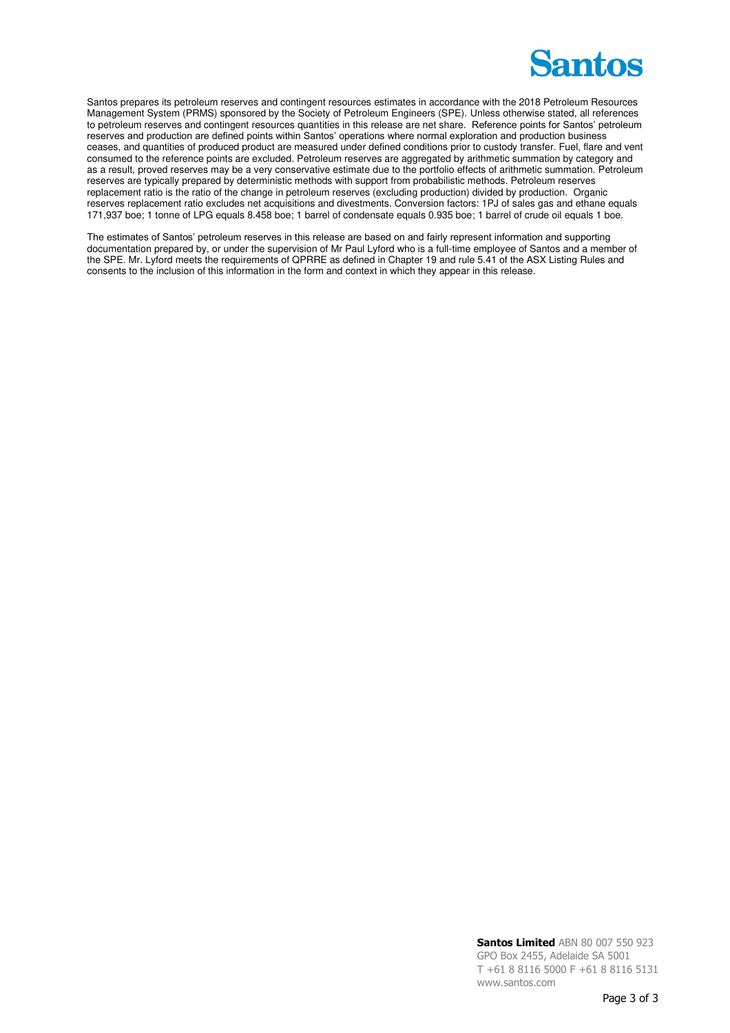Santos prepares its petroleum reserves and contingent resources estimates in accordance with the 2018 Petroleum Resources Management System (PRMS) sponsored by the Society of Petroleum Engineers (SPE). Unless otherwise stated, all references to petroleum reserves and contingent resources quantities in this release are net share. Reference points for Santos' petroleum reserves and production are defined points within Santos' operations where normal exploration and production business ceases, and quantities of produced product are measured under defined conditions prior to custody transfer. Fuel, flare and vent consumed to the reference points are excluded. Petroleum reserves are aggregated by arithmetic summation by category and as a result, proved reserves may be a very conservative estimate due to the portfolio effects of arithmetic summation. Petroleum reserves are typically prepared by deterministic methods with support from probabilistic methods. Petroleum reserves replacement ratio is the ratio of the change in petroleum reserves (excluding production) divided by production. Organic reserves replacement ratio excludes net acquisitions and divestments. Conversion factors: 1PJ of sales gas and ethane equals 171,937 boe; 1 tonne of LPG equals 8.458 boe; 1 barrel of condensate equals 0.935 boe; 1 barrel of crude oil equals 1 boe.

The estimates of Santos' petroleum reserves in this release are based on and fairly represent information and supporting documentation prepared by, or under the supervision of Mr Paul Lyford who is a full-time employee of Santos and a member of the SPE. Mr. Lyford meets the requirements of QPRRE as defined in Chapter 19 and rule 5.41 of the ASX Listing Rules and consents to the inclusion of this information in the form and context in which they appear in this release.

**Santos Limited** ABN 80 007 550 923
GPO Box 2455, Adelaide SA 5001
T +61 8 8116 5000 F +61 8 8116 5131
www.santos.com